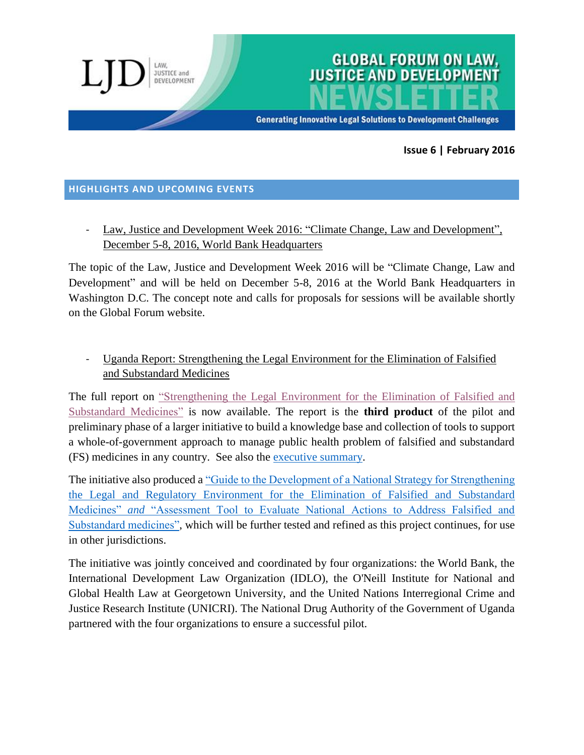# GLOBAL FORUM ON LAW, JUSTICE AND DEVELOPMENT NEWSLETTER

LJD | LAW, JUSTICE and DEVELOPMENT

Generating Innovative Legal Solutions to Development Challenges

**Issue 6 | February 2016**

## HIGHLIGHTS AND UPCOMING EVENTS

- Law, Justice and Development Week 2016: "Climate Change, Law and Development", December 5-8, 2016, World Bank Headquarters

The topic of the Law, Justice and Development Week 2016 will be "Climate Change, Law and Development" and will be held on December 5-8, 2016 at the World Bank Headquarters in Washington D.C. The concept note and calls for proposals for sessions will be available shortly on the Global Forum website.

- Uganda Report: Strengthening the Legal Environment for the Elimination of Falsified and Substandard Medicines

The full report on "Strengthening the Legal Environment for the Elimination of Falsified and Substandard Medicines" is now available. The report is the **third product** of the pilot and preliminary phase of a larger initiative to build a knowledge base and collection of tools to support a whole-of-government approach to manage public health problem of falsified and substandard (FS) medicines in any country. See also the executive summary.

The initiative also produced a "Guide to the Development of a National Strategy for Strengthening the Legal and Regulatory Environment for the Elimination of Falsified and Substandard Medicines" *and* "Assessment Tool to Evaluate National Actions to Address Falsified and Substandard medicines", which will be further tested and refined as this project continues, for use in other jurisdictions.

The initiative was jointly conceived and coordinated by four organizations: the World Bank, the International Development Law Organization (IDLO), the O'Neill Institute for National and Global Health Law at Georgetown University, and the United Nations Interregional Crime and Justice Research Institute (UNICRI). The National Drug Authority of the Government of Uganda partnered with the four organizations to ensure a successful pilot.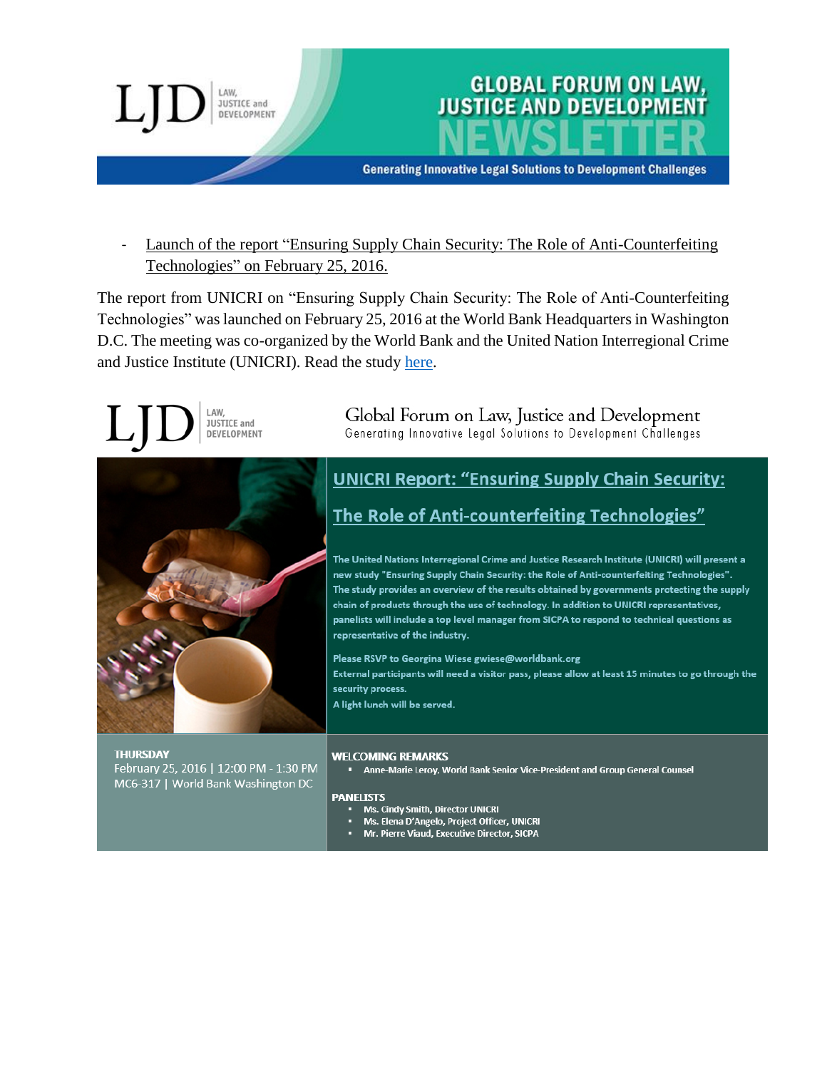- Launch of the report "Ensuring Supply Chain Security: The Role of Anti-Counterfeiting Technologies" on February 25, 2016.

The report from UNICRI on "Ensuring Supply Chain Security: The Role of Anti-Counterfeiting Technologies" was launched on February 25, 2016 at the World Bank Headquarters in Washington D.C. The meeting was co-organized by the World Bank and the United Nation Interregional Crime and Justice Institute (UNICRI). Read the study here.

LJD | LAW, JUSTICE and DEVELOPMENT

Global Forum on Law, Justice and Development

Generating Innovative Legal Solutions to Development Challenges

## UNICRI Report: "Ensuring Supply Chain Security: The Role of Anti-counterfeiting Technologies"

The United Nations Interregional Crime and Justice Research Institute (UNICRI) will present a new study "Ensuring Supply Chain Security: the Role of Anti-counterfeiting Technologies". The study provides an overview of the results obtained by governments protecting the supply chain of products through the use of technology. In addition to UNICRI representatives, panelists will include a top level manager from SICPA to respond to technical questions as representative of the industry.

Please RSVP to Georgina Wiese gwiese@worldbank.org

External participants will need a visitor pass, please allow at least 15 minutes to go through the security process.

A light lunch will be served.

**THURSDAY**

February 25, 2016 | 12:00 PM - 1:30 PM

MC6-317 | World Bank Washington DC

**WELCOMING REMARKS**

- Anne-Marie Leroy, World Bank Senior Vice-President and Group General Counsel

**PANELISTS**

- Ms. Cindy Smith, Director UNICRI
- Ms. Elena D'Angelo, Project Officer, UNICRI
- Mr. Pierre Viaud, Executive Director, SICPA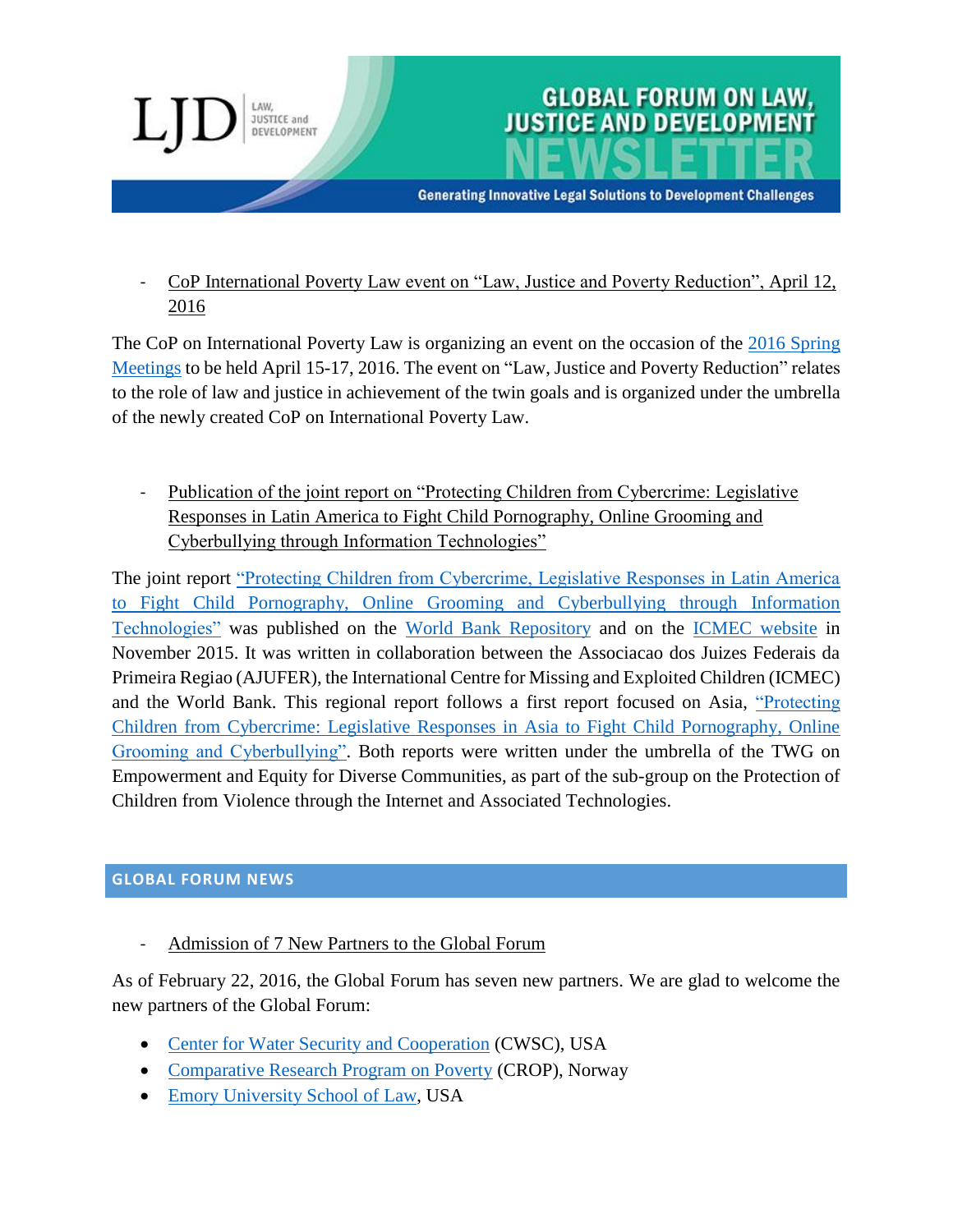- CoP International Poverty Law event on "Law, Justice and Poverty Reduction", April 12, 2016

The CoP on International Poverty Law is organizing an event on the occasion of the 2016 Spring Meetings to be held April 15-17, 2016. The event on "Law, Justice and Poverty Reduction" relates to the role of law and justice in achievement of the twin goals and is organized under the umbrella of the newly created CoP on International Poverty Law.

- Publication of the joint report on "Protecting Children from Cybercrime: Legislative Responses in Latin America to Fight Child Pornography, Online Grooming and Cyberbullying through Information Technologies"

The joint report "Protecting Children from Cybercrime, Legislative Responses in Latin America to Fight Child Pornography, Online Grooming and Cyberbullying through Information Technologies" was published on the World Bank Repository and on the ICMEC website in November 2015. It was written in collaboration between the Associacao dos Juizes Federais da Primeira Regiao (AJUFER), the International Centre for Missing and Exploited Children (ICMEC) and the World Bank. This regional report follows a first report focused on Asia, "Protecting Children from Cybercrime: Legislative Responses in Asia to Fight Child Pornography, Online Grooming and Cyberbullying". Both reports were written under the umbrella of the TWG on Empowerment and Equity for Diverse Communities, as part of the sub-group on the Protection of Children from Violence through the Internet and Associated Technologies.

## GLOBAL FORUM NEWS

- Admission of 7 New Partners to the Global Forum

As of February 22, 2016, the Global Forum has seven new partners. We are glad to welcome the new partners of the Global Forum:

- Center for Water Security and Cooperation (CWSC), USA
- Comparative Research Program on Poverty (CROP), Norway
- Emory University School of Law, USA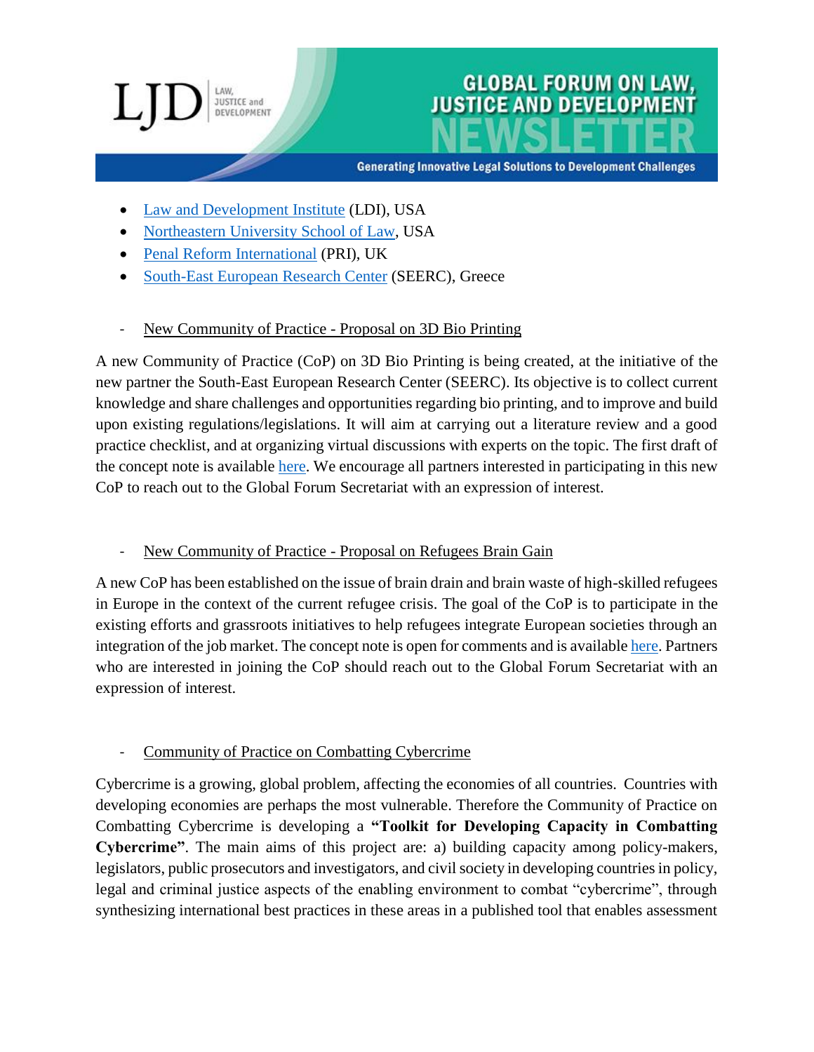- Law and Development Institute (LDI), USA
- Northeastern University School of Law, USA
- Penal Reform International (PRI), UK
- South-East European Research Center (SEERC), Greece

- New Community of Practice - Proposal on 3D Bio Printing

A new Community of Practice (CoP) on 3D Bio Printing is being created, at the initiative of the new partner the South-East European Research Center (SEERC). Its objective is to collect current knowledge and share challenges and opportunities regarding bio printing, and to improve and build upon existing regulations/legislations. It will aim at carrying out a literature review and a good practice checklist, and at organizing virtual discussions with experts on the topic. The first draft of the concept note is available here. We encourage all partners interested in participating in this new CoP to reach out to the Global Forum Secretariat with an expression of interest.

- New Community of Practice - Proposal on Refugees Brain Gain

A new CoP has been established on the issue of brain drain and brain waste of high-skilled refugees in Europe in the context of the current refugee crisis. The goal of the CoP is to participate in the existing efforts and grassroots initiatives to help refugees integrate European societies through an integration of the job market. The concept note is open for comments and is available here. Partners who are interested in joining the CoP should reach out to the Global Forum Secretariat with an expression of interest.

- Community of Practice on Combatting Cybercrime

Cybercrime is a growing, global problem, affecting the economies of all countries. Countries with developing economies are perhaps the most vulnerable. Therefore the Community of Practice on Combatting Cybercrime is developing a **"Toolkit for Developing Capacity in Combatting Cybercrime"**. The main aims of this project are: a) building capacity among policy-makers, legislators, public prosecutors and investigators, and civil society in developing countries in policy, legal and criminal justice aspects of the enabling environment to combat "cybercrime", through synthesizing international best practices in these areas in a published tool that enables assessment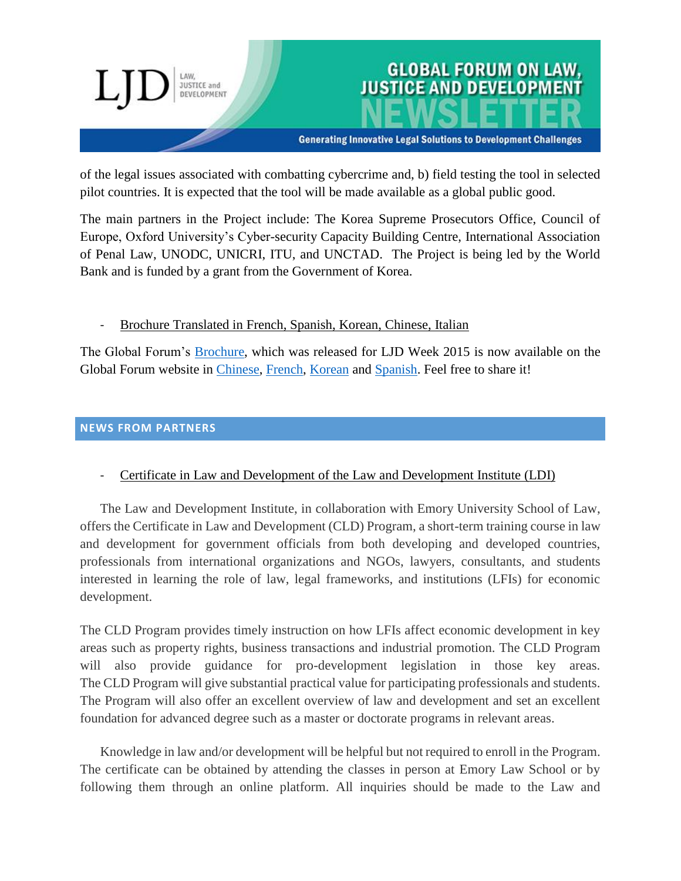of the legal issues associated with combatting cybercrime and, b) field testing the tool in selected pilot countries. It is expected that the tool will be made available as a global public good.

The main partners in the Project include: The Korea Supreme Prosecutors Office, Council of Europe, Oxford University's Cyber-security Capacity Building Centre, International Association of Penal Law, UNODC, UNICRI, ITU, and UNCTAD. The Project is being led by the World Bank and is funded by a grant from the Government of Korea.

- Brochure Translated in French, Spanish, Korean, Chinese, Italian

The Global Forum's Brochure, which was released for LJD Week 2015 is now available on the Global Forum website in Chinese, French, Korean and Spanish. Feel free to share it!

## NEWS FROM PARTNERS

- Certificate in Law and Development of the Law and Development Institute (LDI)

The Law and Development Institute, in collaboration with Emory University School of Law, offers the Certificate in Law and Development (CLD) Program, a short-term training course in law and development for government officials from both developing and developed countries, professionals from international organizations and NGOs, lawyers, consultants, and students interested in learning the role of law, legal frameworks, and institutions (LFIs) for economic development.

The CLD Program provides timely instruction on how LFIs affect economic development in key areas such as property rights, business transactions and industrial promotion. The CLD Program will also provide guidance for pro-development legislation in those key areas. The CLD Program will give substantial practical value for participating professionals and students. The Program will also offer an excellent overview of law and development and set an excellent foundation for advanced degree such as a master or doctorate programs in relevant areas.

Knowledge in law and/or development will be helpful but not required to enroll in the Program. The certificate can be obtained by attending the classes in person at Emory Law School or by following them through an online platform. All inquiries should be made to the Law and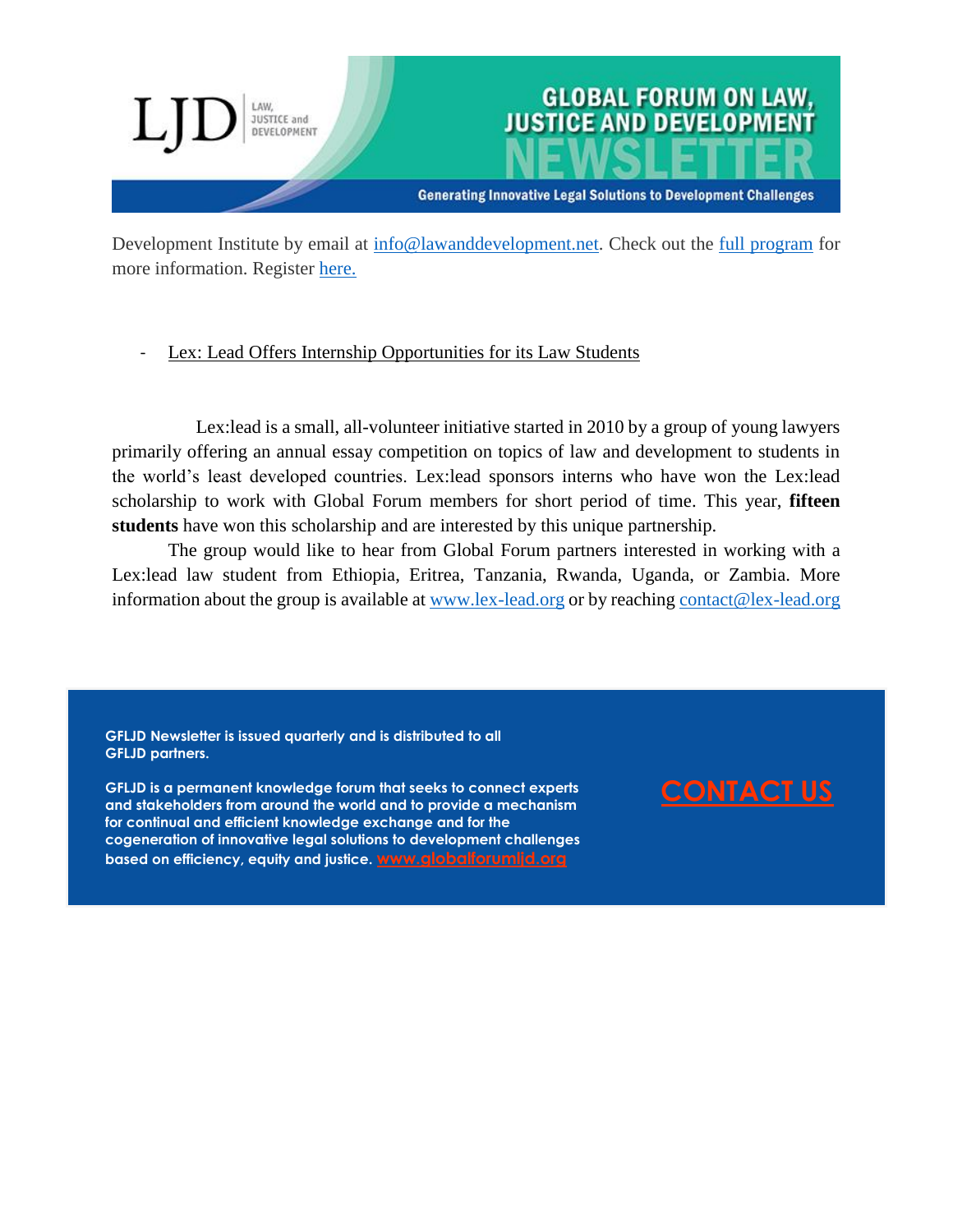Development Institute by email at info@lawanddevelopment.net. Check out the full program for more information. Register here.

- Lex: Lead Offers Internship Opportunities for its Law Students

Lex:lead is a small, all-volunteer initiative started in 2010 by a group of young lawyers primarily offering an annual essay competition on topics of law and development to students in the world's least developed countries. Lex:lead sponsors interns who have won the Lex:lead scholarship to work with Global Forum members for short period of time. This year, **fifteen students** have won this scholarship and are interested by this unique partnership.

The group would like to hear from Global Forum partners interested in working with a Lex:lead law student from Ethiopia, Eritrea, Tanzania, Rwanda, Uganda, or Zambia. More information about the group is available at www.lex-lead.org or by reaching contact@lex-lead.org

**GFLJD Newsletter is issued quarterly and is distributed to all GFLJD partners.**

**GFLJD is a permanent knowledge forum that seeks to connect experts and stakeholders from around the world and to provide a mechanism for continual and efficient knowledge exchange and for the cogeneration of innovative legal solutions to development challenges based on efficiency, equity and justice. www.globalforumljd.org**

**CONTACT US**